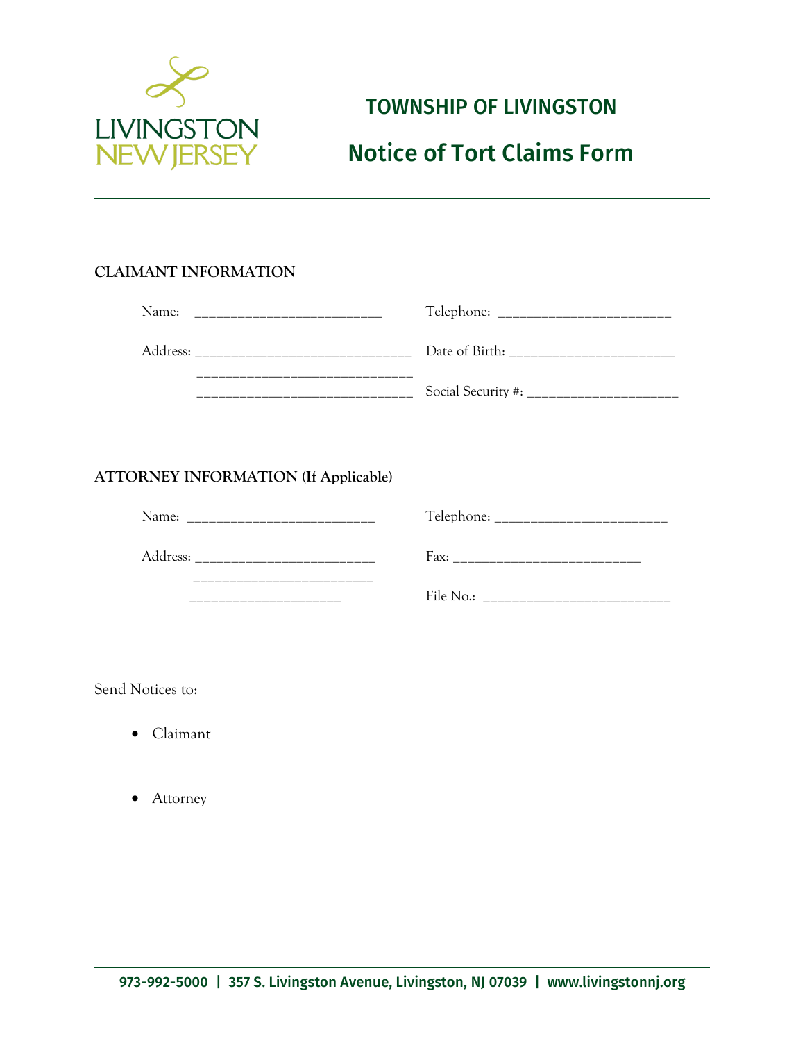LIVINGSTON
NEW JERSEY

# TOWNSHIP OF LIVINGSTON

# Notice of Tort Claims Form

## CLAIMANT INFORMATION

Name: ___________________________ Telephone: _________________________

Address: _______________________________ Date of Birth: ________________________

_______________________________

_______________________________ Social Security #: ______________________

## ATTORNEY INFORMATION (If Applicable)

Name: ___________________________ Telephone: _________________________

Address: ___________________________ Fax: ___________________________

___________________________

______________________ File No.: ____________________________

Send Notices to:

- Claimant
- Attorney

973-992-5000 | 357 S. Livingston Avenue, Livingston, NJ 07039 | www.livingstonnj.org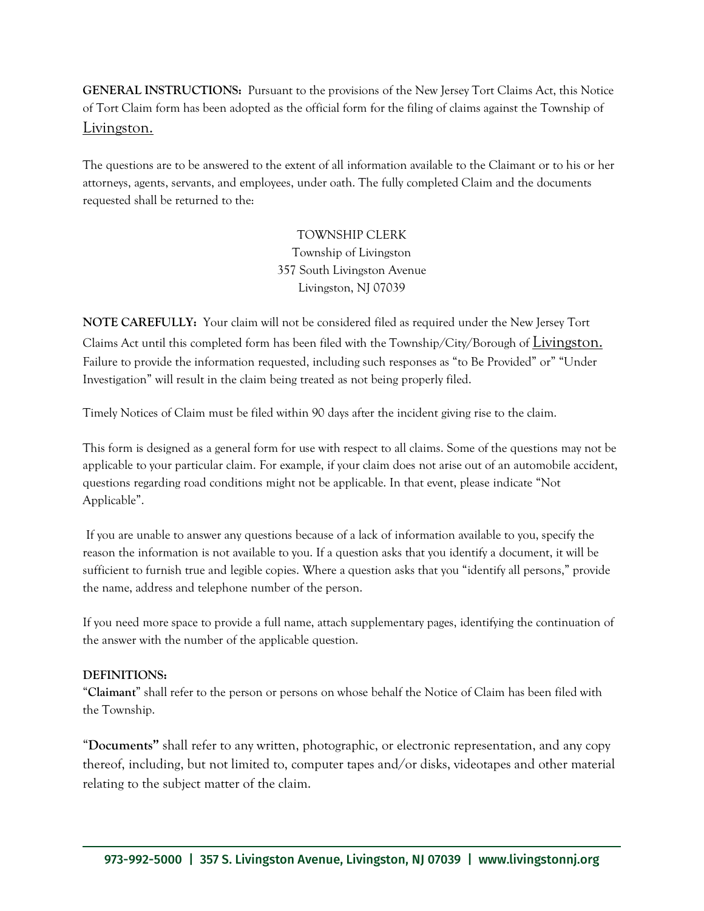**GENERAL INSTRUCTIONS:** Pursuant to the provisions of the New Jersey Tort Claims Act, this Notice of Tort Claim form has been adopted as the official form for the filing of claims against the Township of Livingston.

The questions are to be answered to the extent of all information available to the Claimant or to his or her attorneys, agents, servants, and employees, under oath. The fully completed Claim and the documents requested shall be returned to the:

TOWNSHIP CLERK
Township of Livingston
357 South Livingston Avenue
Livingston, NJ 07039

**NOTE CAREFULLY:** Your claim will not be considered filed as required under the New Jersey Tort Claims Act until this completed form has been filed with the Township/City/Borough of Livingston. Failure to provide the information requested, including such responses as "to Be Provided" or" "Under Investigation" will result in the claim being treated as not being properly filed.

Timely Notices of Claim must be filed within 90 days after the incident giving rise to the claim.

This form is designed as a general form for use with respect to all claims. Some of the questions may not be applicable to your particular claim. For example, if your claim does not arise out of an automobile accident, questions regarding road conditions might not be applicable. In that event, please indicate "Not Applicable".

If you are unable to answer any questions because of a lack of information available to you, specify the reason the information is not available to you. If a question asks that you identify a document, it will be sufficient to furnish true and legible copies. Where a question asks that you "identify all persons," provide the name, address and telephone number of the person.

If you need more space to provide a full name, attach supplementary pages, identifying the continuation of the answer with the number of the applicable question.

**DEFINITIONS:**

"**Claimant**" shall refer to the person or persons on whose behalf the Notice of Claim has been filed with the Township.

"**Documents"** shall refer to any written, photographic, or electronic representation, and any copy thereof, including, but not limited to, computer tapes and/or disks, videotapes and other material relating to the subject matter of the claim.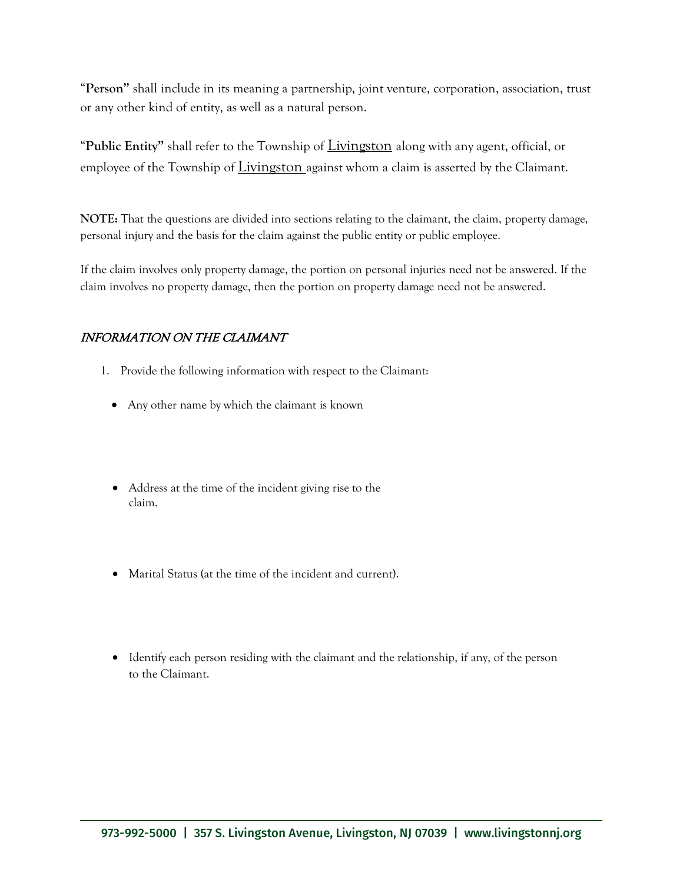"**Person"** shall include in its meaning a partnership, joint venture, corporation, association, trust or any other kind of entity, as well as a natural person.

"**Public Entity"** shall refer to the Township of Livingston along with any agent, official, or employee of the Township of Livingston against whom a claim is asserted by the Claimant.

**NOTE:** That the questions are divided into sections relating to the claimant, the claim, property damage, personal injury and the basis for the claim against the public entity or public employee.

If the claim involves only property damage, the portion on personal injuries need not be answered. If the claim involves no property damage, then the portion on property damage need not be answered.

## *INFORMATION ON THE CLAIMANT*

1. Provide the following information with respect to the Claimant:

   - Any other name by which the claimant is known

   - Address at the time of the incident giving rise to the claim.

   - Marital Status (at the time of the incident and current).

   - Identify each person residing with the claimant and the relationship, if any, of the person to the Claimant.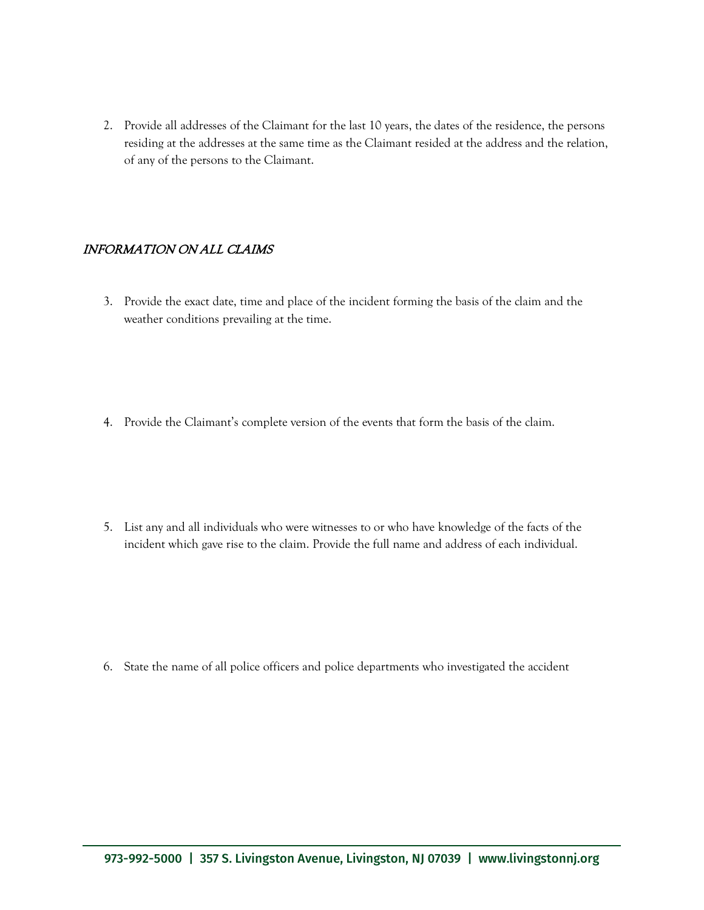2. Provide all addresses of the Claimant for the last 10 years, the dates of the residence, the persons residing at the addresses at the same time as the Claimant resided at the address and the relation, of any of the persons to the Claimant.

## *INFORMATION ON ALL CLAIMS*

3. Provide the exact date, time and place of the incident forming the basis of the claim and the weather conditions prevailing at the time.

4. Provide the Claimant's complete version of the events that form the basis of the claim.

5. List any and all individuals who were witnesses to or who have knowledge of the facts of the incident which gave rise to the claim. Provide the full name and address of each individual.

6. State the name of all police officers and police departments who investigated the accident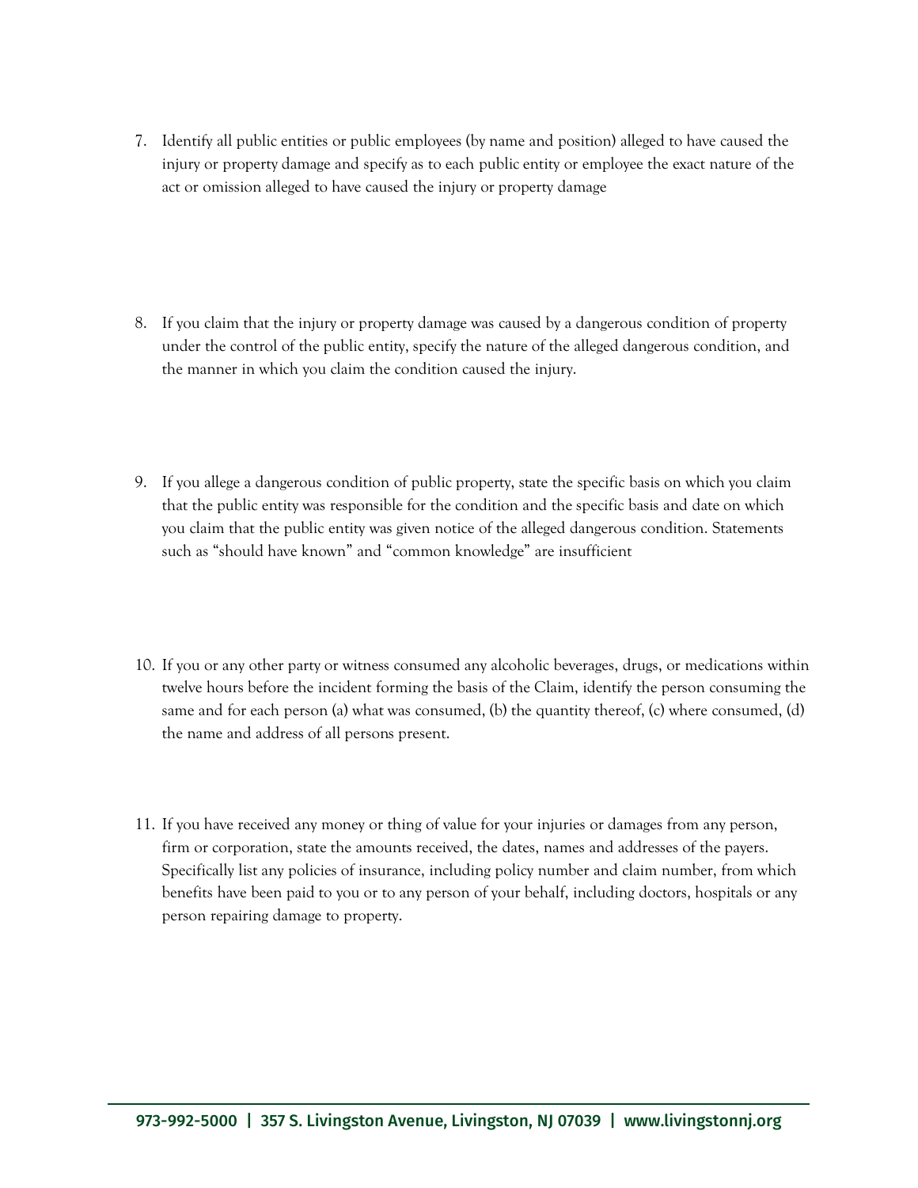7. Identify all public entities or public employees (by name and position) alleged to have caused the injury or property damage and specify as to each public entity or employee the exact nature of the act or omission alleged to have caused the injury or property damage

8. If you claim that the injury or property damage was caused by a dangerous condition of property under the control of the public entity, specify the nature of the alleged dangerous condition, and the manner in which you claim the condition caused the injury.

9. If you allege a dangerous condition of public property, state the specific basis on which you claim that the public entity was responsible for the condition and the specific basis and date on which you claim that the public entity was given notice of the alleged dangerous condition. Statements such as "should have known" and "common knowledge" are insufficient

10. If you or any other party or witness consumed any alcoholic beverages, drugs, or medications within twelve hours before the incident forming the basis of the Claim, identify the person consuming the same and for each person (a) what was consumed, (b) the quantity thereof, (c) where consumed, (d) the name and address of all persons present.

11. If you have received any money or thing of value for your injuries or damages from any person, firm or corporation, state the amounts received, the dates, names and addresses of the payers. Specifically list any policies of insurance, including policy number and claim number, from which benefits have been paid to you or to any person of your behalf, including doctors, hospitals or any person repairing damage to property.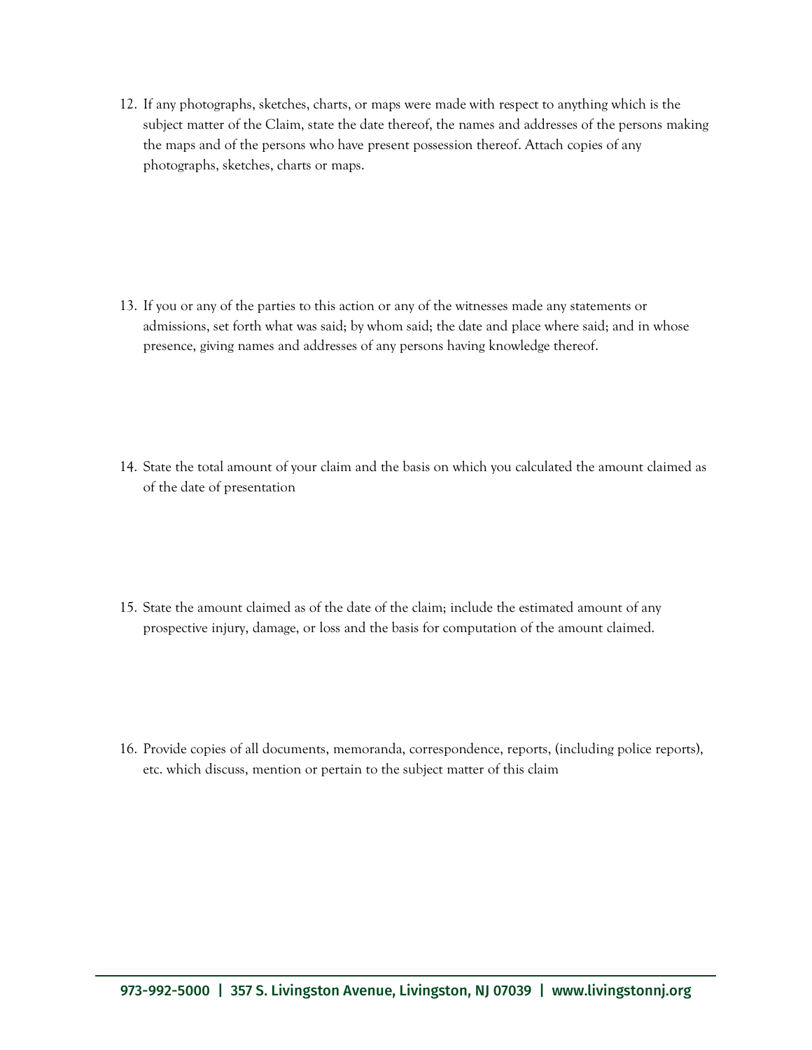12. If any photographs, sketches, charts, or maps were made with respect to anything which is the subject matter of the Claim, state the date thereof, the names and addresses of the persons making the maps and of the persons who have present possession thereof. Attach copies of any photographs, sketches, charts or maps.

13. If you or any of the parties to this action or any of the witnesses made any statements or admissions, set forth what was said; by whom said; the date and place where said; and in whose presence, giving names and addresses of any persons having knowledge thereof.

14. State the total amount of your claim and the basis on which you calculated the amount claimed as of the date of presentation

15. State the amount claimed as of the date of the claim; include the estimated amount of any prospective injury, damage, or loss and the basis for computation of the amount claimed.

16. Provide copies of all documents, memoranda, correspondence, reports, (including police reports), etc. which discuss, mention or pertain to the subject matter of this claim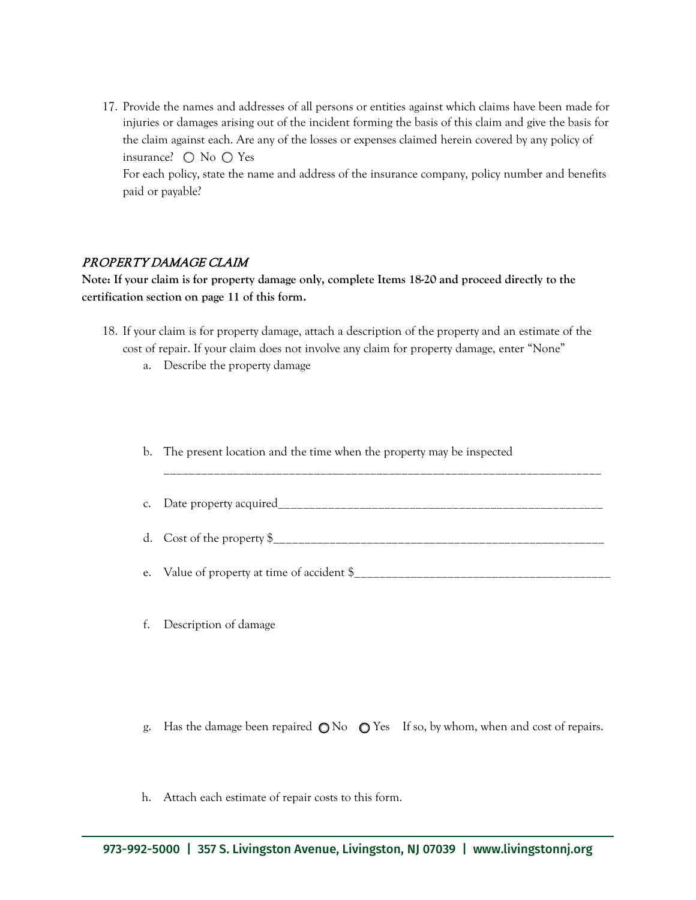17. Provide the names and addresses of all persons or entities against which claims have been made for injuries or damages arising out of the incident forming the basis of this claim and give the basis for the claim against each. Are any of the losses or expenses claimed herein covered by any policy of insurance? ○ No ○ Yes

    For each policy, state the name and address of the insurance company, policy number and benefits paid or payable?

## *PROPERTY DAMAGE CLAIM*

**Note: If your claim is for property damage only, complete Items 18-20 and proceed directly to the certification section on page 11 of this form.**

18. If your claim is for property damage, attach a description of the property and an estimate of the cost of repair. If your claim does not involve any claim for property damage, enter "None"

    a. Describe the property damage

    b. The present location and the time when the property may be inspected
    ________________________________________________________________________

    c. Date property acquired____________________________________________________

    d. Cost of the property $____________________________________________________

    e. Value of property at time of accident $_______________________________________

    f. Description of damage

    g. Has the damage been repaired ○ No ○ Yes If so, by whom, when and cost of repairs.

    h. Attach each estimate of repair costs to this form.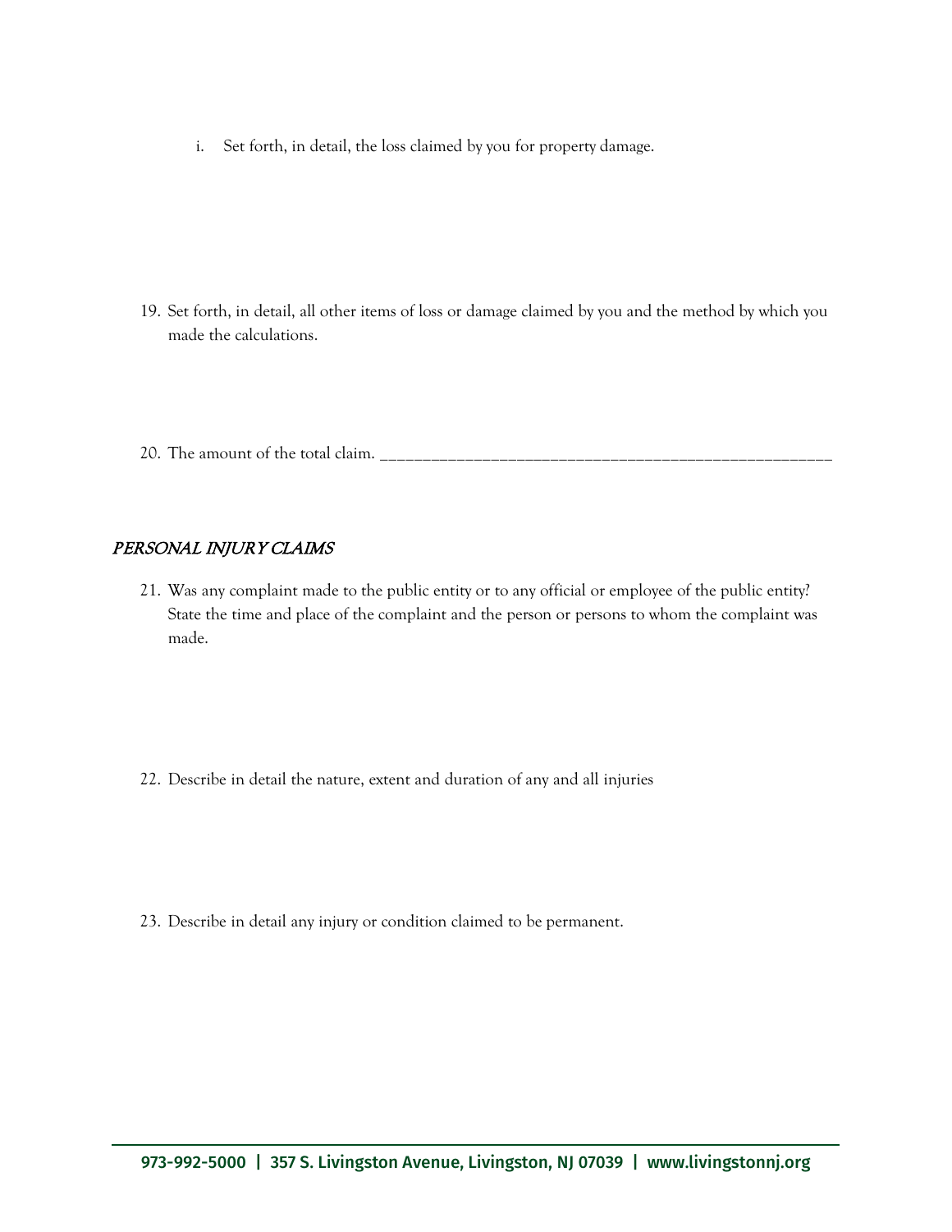i. Set forth, in detail, the loss claimed by you for property damage.

19. Set forth, in detail, all other items of loss or damage claimed by you and the method by which you made the calculations.

20. The amount of the total claim. ________________________________________________________

*PERSONAL INJURY CLAIMS*

21. Was any complaint made to the public entity or to any official or employee of the public entity? State the time and place of the complaint and the person or persons to whom the complaint was made.

22. Describe in detail the nature, extent and duration of any and all injuries

23. Describe in detail any injury or condition claimed to be permanent.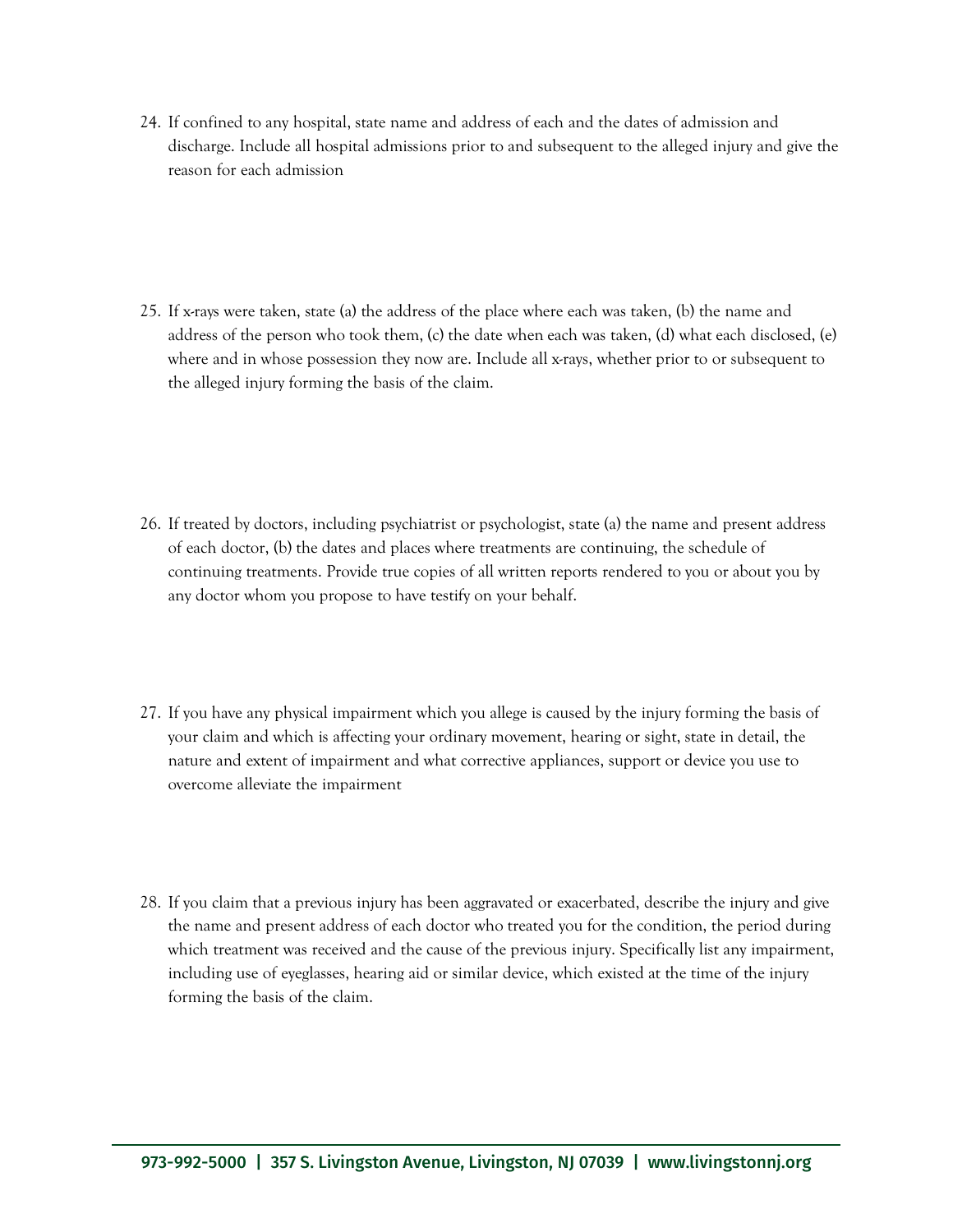24. If confined to any hospital, state name and address of each and the dates of admission and discharge. Include all hospital admissions prior to and subsequent to the alleged injury and give the reason for each admission

25. If x-rays were taken, state (a) the address of the place where each was taken, (b) the name and address of the person who took them, (c) the date when each was taken, (d) what each disclosed, (e) where and in whose possession they now are. Include all x-rays, whether prior to or subsequent to the alleged injury forming the basis of the claim.

26. If treated by doctors, including psychiatrist or psychologist, state (a) the name and present address of each doctor, (b) the dates and places where treatments are continuing, the schedule of continuing treatments. Provide true copies of all written reports rendered to you or about you by any doctor whom you propose to have testify on your behalf.

27. If you have any physical impairment which you allege is caused by the injury forming the basis of your claim and which is affecting your ordinary movement, hearing or sight, state in detail, the nature and extent of impairment and what corrective appliances, support or device you use to overcome alleviate the impairment

28. If you claim that a previous injury has been aggravated or exacerbated, describe the injury and give the name and present address of each doctor who treated you for the condition, the period during which treatment was received and the cause of the previous injury. Specifically list any impairment, including use of eyeglasses, hearing aid or similar device, which existed at the time of the injury forming the basis of the claim.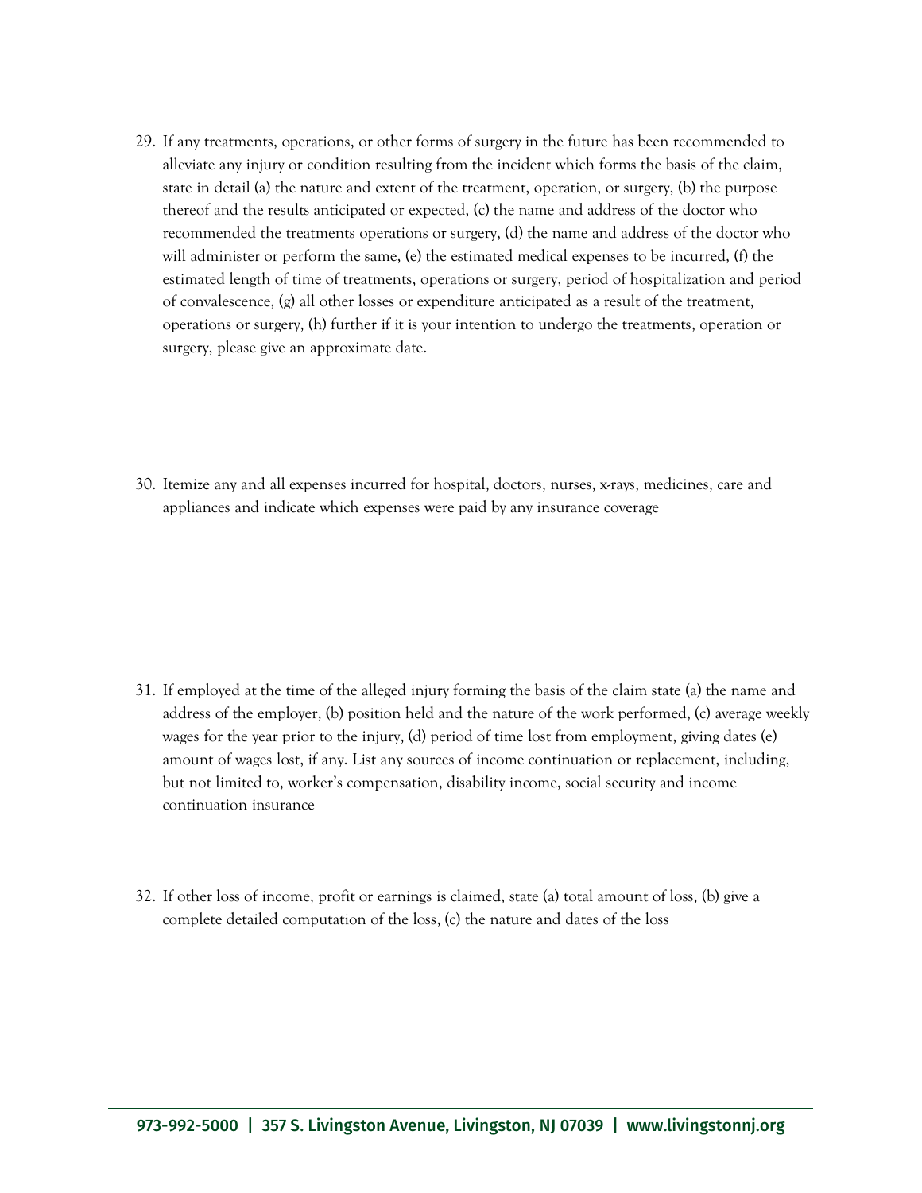29. If any treatments, operations, or other forms of surgery in the future has been recommended to alleviate any injury or condition resulting from the incident which forms the basis of the claim, state in detail (a) the nature and extent of the treatment, operation, or surgery, (b) the purpose thereof and the results anticipated or expected, (c) the name and address of the doctor who recommended the treatments operations or surgery, (d) the name and address of the doctor who will administer or perform the same, (e) the estimated medical expenses to be incurred, (f) the estimated length of time of treatments, operations or surgery, period of hospitalization and period of convalescence, (g) all other losses or expenditure anticipated as a result of the treatment, operations or surgery, (h) further if it is your intention to undergo the treatments, operation or surgery, please give an approximate date.

30. Itemize any and all expenses incurred for hospital, doctors, nurses, x-rays, medicines, care and appliances and indicate which expenses were paid by any insurance coverage

31. If employed at the time of the alleged injury forming the basis of the claim state (a) the name and address of the employer, (b) position held and the nature of the work performed, (c) average weekly wages for the year prior to the injury, (d) period of time lost from employment, giving dates (e) amount of wages lost, if any. List any sources of income continuation or replacement, including, but not limited to, worker's compensation, disability income, social security and income continuation insurance

32. If other loss of income, profit or earnings is claimed, state (a) total amount of loss, (b) give a complete detailed computation of the loss, (c) the nature and dates of the loss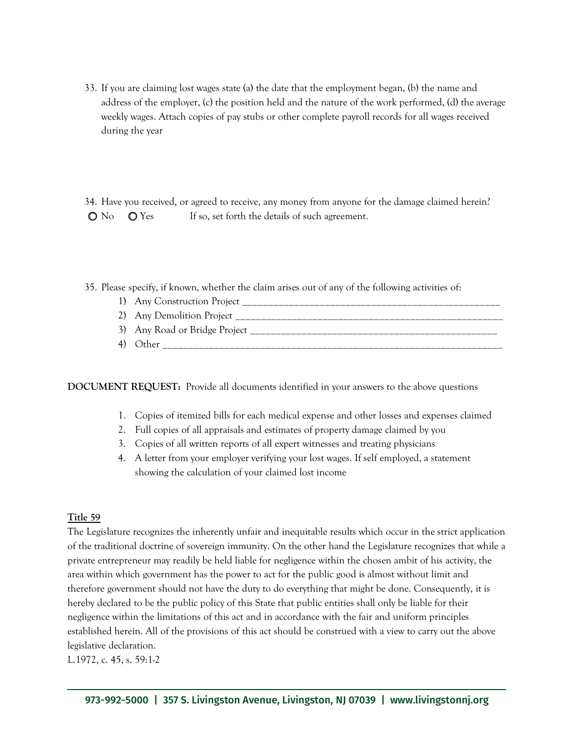33. If you are claiming lost wages state (a) the date that the employment began, (b) the name and address of the employer, (c) the position held and the nature of the work performed, (d) the average weekly wages. Attach copies of pay stubs or other complete payroll records for all wages received during the year

34. Have you received, or agreed to receive, any money from anyone for the damage claimed herein?
 ○ No  ○ Yes  If so, set forth the details of such agreement.

35. Please specify, if known, whether the claim arises out of any of the following activities of:
    1) Any Construction Project ___________________________________________________
    2) Any Demolition Project _____________________________________________________
    3) Any Road or Bridge Project _________________________________________________
    4) Other _____________________________________________________________________

**DOCUMENT REQUEST:** Provide all documents identified in your answers to the above questions

1. Copies of itemized bills for each medical expense and other losses and expenses claimed
2. Full copies of all appraisals and estimates of property damage claimed by you
3. Copies of all written reports of all expert witnesses and treating physicians
4. A letter from your employer verifying your lost wages. If self employed, a statement showing the calculation of your claimed lost income

**<u>Title 59</u>**

The Legislature recognizes the inherently unfair and inequitable results which occur in the strict application of the traditional doctrine of sovereign immunity. On the other hand the Legislature recognizes that while a private entrepreneur may readily be held liable for negligence within the chosen ambit of his activity, the area within which government has the power to act for the public good is almost without limit and therefore government should not have the duty to do everything that might be done. Consequently, it is hereby declared to be the public policy of this State that public entities shall only be liable for their negligence within the limitations of this act and in accordance with the fair and uniform principles established herein. All of the provisions of this act should be construed with a view to carry out the above legislative declaration.

L.1972, c. 45, s. 59:1-2

973-992-5000 | 357 S. Livingston Avenue, Livingston, NJ 07039 | www.livingstonnj.org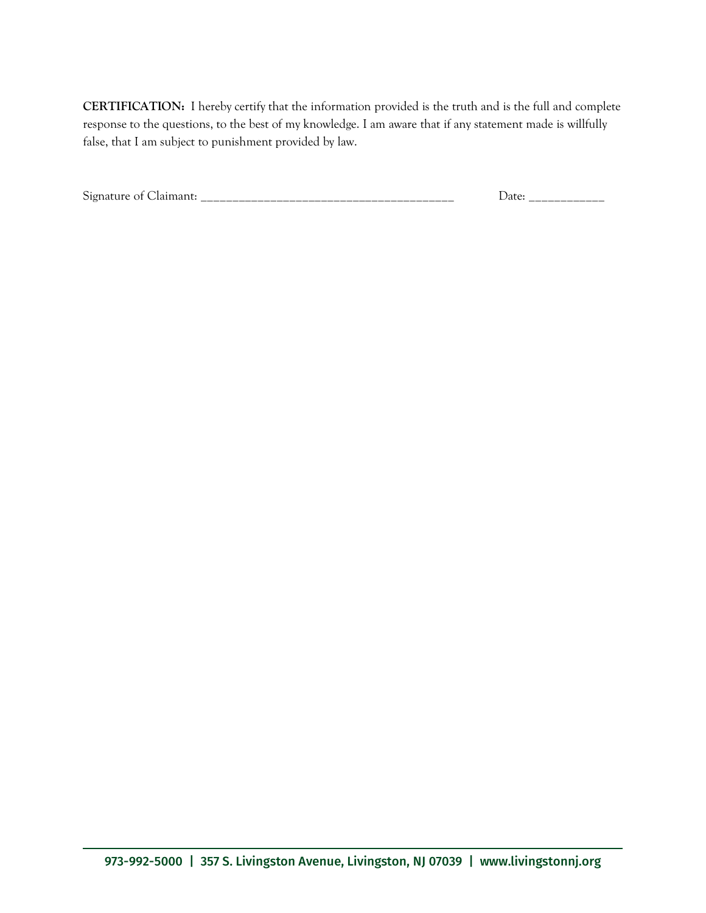**CERTIFICATION:** I hereby certify that the information provided is the truth and is the full and complete response to the questions, to the best of my knowledge. I am aware that if any statement made is willfully false, that I am subject to punishment provided by law.

Signature of Claimant: ________________________________________ Date: ____________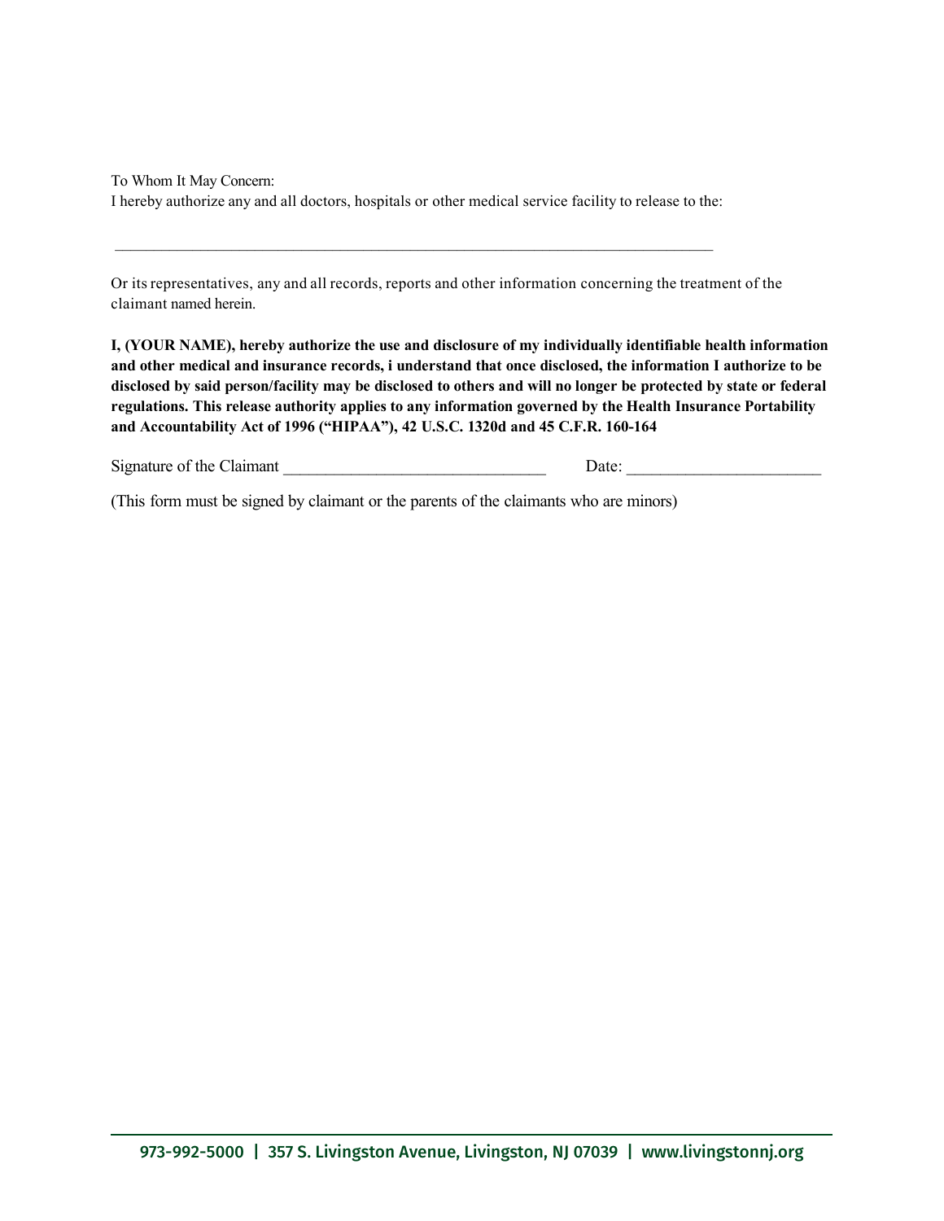To Whom It May Concern:
I hereby authorize any and all doctors, hospitals or other medical service facility to release to the:

\_\_\_\_\_\_\_\_\_\_\_\_\_\_\_\_\_\_\_\_\_\_\_\_\_\_\_\_\_\_\_\_\_\_\_\_\_\_\_\_\_\_\_\_\_\_\_\_\_\_\_\_\_\_\_\_\_\_\_\_\_\_\_\_\_\_\_\_\_\_\_\_

Or its representatives, any and all records, reports and other information concerning the treatment of the claimant named herein.

**I, (YOUR NAME), hereby authorize the use and disclosure of my individually identifiable health information and other medical and insurance records, i understand that once disclosed, the information I authorize to be disclosed by said person/facility may be disclosed to others and will no longer be protected by state or federal regulations. This release authority applies to any information governed by the Health Insurance Portability and Accountability Act of 1996 ("HIPAA"), 42 U.S.C. 1320d and 45 C.F.R. 160-164**

Signature of the Claimant \_\_\_\_\_\_\_\_\_\_\_\_\_\_\_\_\_\_\_\_\_\_\_\_\_\_\_\_\_\_\_ Date: \_\_\_\_\_\_\_\_\_\_\_\_\_\_\_\_\_\_\_\_\_\_

(This form must be signed by claimant or the parents of the claimants who are minors)